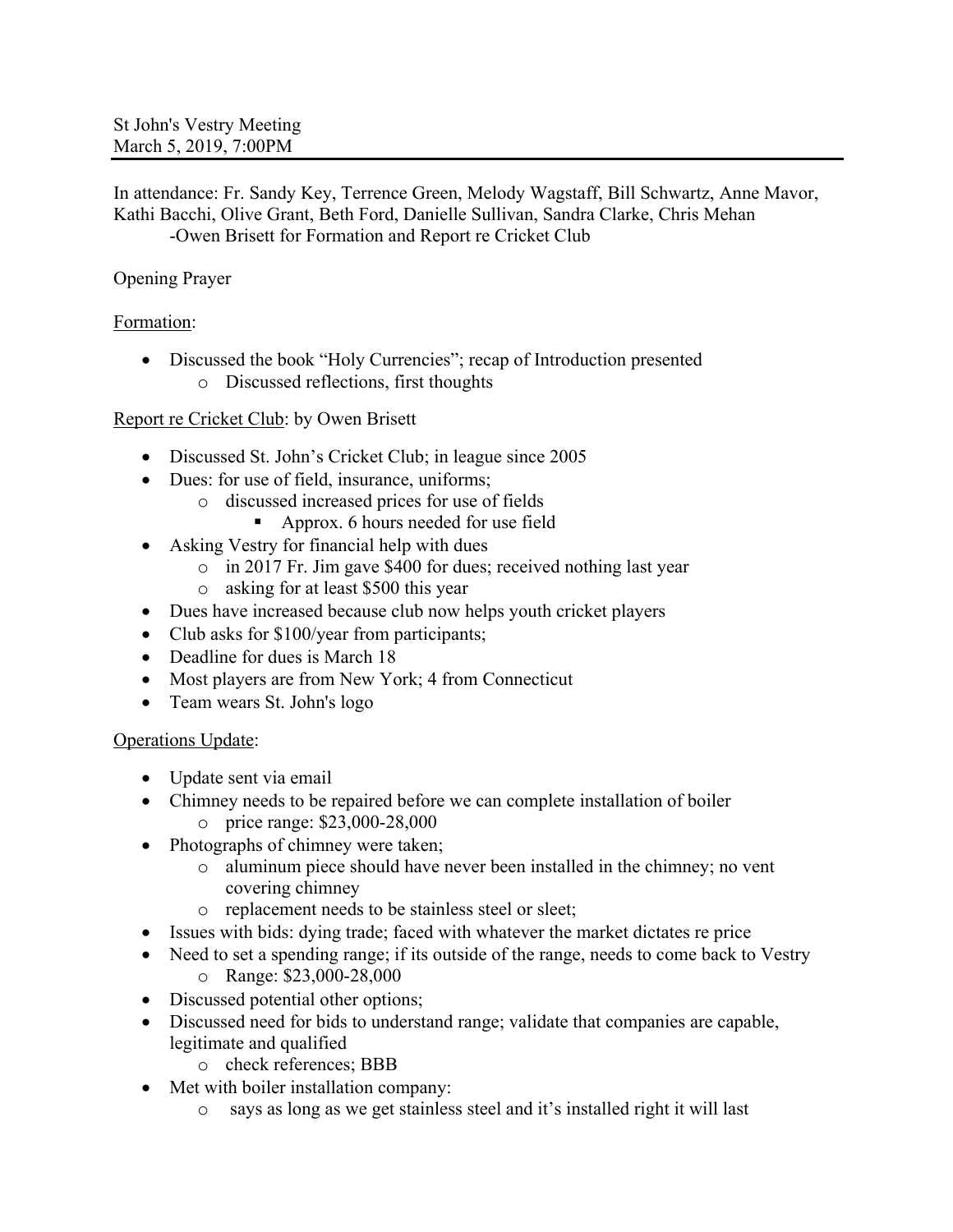St John's Vestry Meeting
March 5, 2019, 7:00PM

In attendance: Fr. Sandy Key, Terrence Green, Melody Wagstaff, Bill Schwartz, Anne Mavor, Kathi Bacchi, Olive Grant, Beth Ford, Danielle Sullivan, Sandra Clarke, Chris Mehan
-Owen Brisett for Formation and Report re Cricket Club

Opening Prayer

Formation:

- Discussed the book "Holy Currencies"; recap of Introduction presented
  - Discussed reflections, first thoughts

Report re Cricket Club: by Owen Brisett

- Discussed St. John's Cricket Club; in league since 2005
- Dues: for use of field, insurance, uniforms;
  - discussed increased prices for use of fields
    - Approx. 6 hours needed for use field
- Asking Vestry for financial help with dues
  - in 2017 Fr. Jim gave $400 for dues; received nothing last year
  - asking for at least $500 this year
- Dues have increased because club now helps youth cricket players
- Club asks for $100/year from participants;
- Deadline for dues is March 18
- Most players are from New York; 4 from Connecticut
- Team wears St. John's logo

Operations Update:

- Update sent via email
- Chimney needs to be repaired before we can complete installation of boiler
  - price range: $23,000-28,000
- Photographs of chimney were taken;
  - aluminum piece should have never been installed in the chimney; no vent covering chimney
  - replacement needs to be stainless steel or sleet;
- Issues with bids: dying trade; faced with whatever the market dictates re price
- Need to set a spending range; if its outside of the range, needs to come back to Vestry
  - Range: $23,000-28,000
- Discussed potential other options;
- Discussed need for bids to understand range; validate that companies are capable, legitimate and qualified
  - check references; BBB
- Met with boiler installation company:
  - says as long as we get stainless steel and it's installed right it will last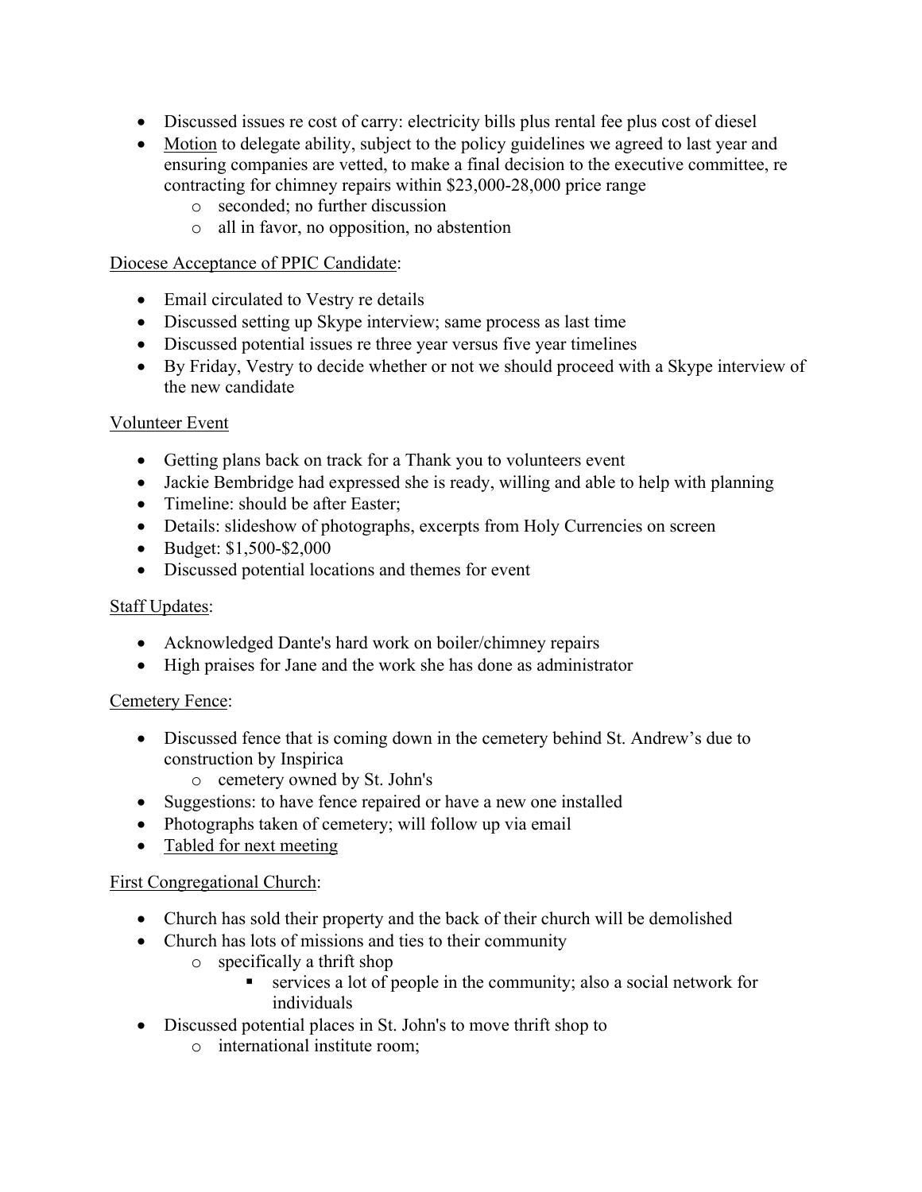- Discussed issues re cost of carry: electricity bills plus rental fee plus cost of diesel
- <u>Motion</u> to delegate ability, subject to the policy guidelines we agreed to last year and ensuring companies are vetted, to make a final decision to the executive committee, re contracting for chimney repairs within $23,000-28,000 price range
    - seconded; no further discussion
    - all in favor, no opposition, no abstention

<u>Diocese Acceptance of PPIC Candidate</u>:

- Email circulated to Vestry re details
- Discussed setting up Skype interview; same process as last time
- Discussed potential issues re three year versus five year timelines
- By Friday, Vestry to decide whether or not we should proceed with a Skype interview of the new candidate

<u>Volunteer Event</u>

- Getting plans back on track for a Thank you to volunteers event
- Jackie Bembridge had expressed she is ready, willing and able to help with planning
- Timeline: should be after Easter;
- Details: slideshow of photographs, excerpts from Holy Currencies on screen
- Budget: $1,500-$2,000
- Discussed potential locations and themes for event

<u>Staff Updates</u>:

- Acknowledged Dante's hard work on boiler/chimney repairs
- High praises for Jane and the work she has done as administrator

<u>Cemetery Fence</u>:

- Discussed fence that is coming down in the cemetery behind St. Andrew's due to construction by Inspirica
    - cemetery owned by St. John's
- Suggestions: to have fence repaired or have a new one installed
- Photographs taken of cemetery; will follow up via email
- <u>Tabled for next meeting</u>

<u>First Congregational Church</u>:

- Church has sold their property and the back of their church will be demolished
- Church has lots of missions and ties to their community
    - specifically a thrift shop
        - services a lot of people in the community; also a social network for individuals
- Discussed potential places in St. John's to move thrift shop to
    - international institute room;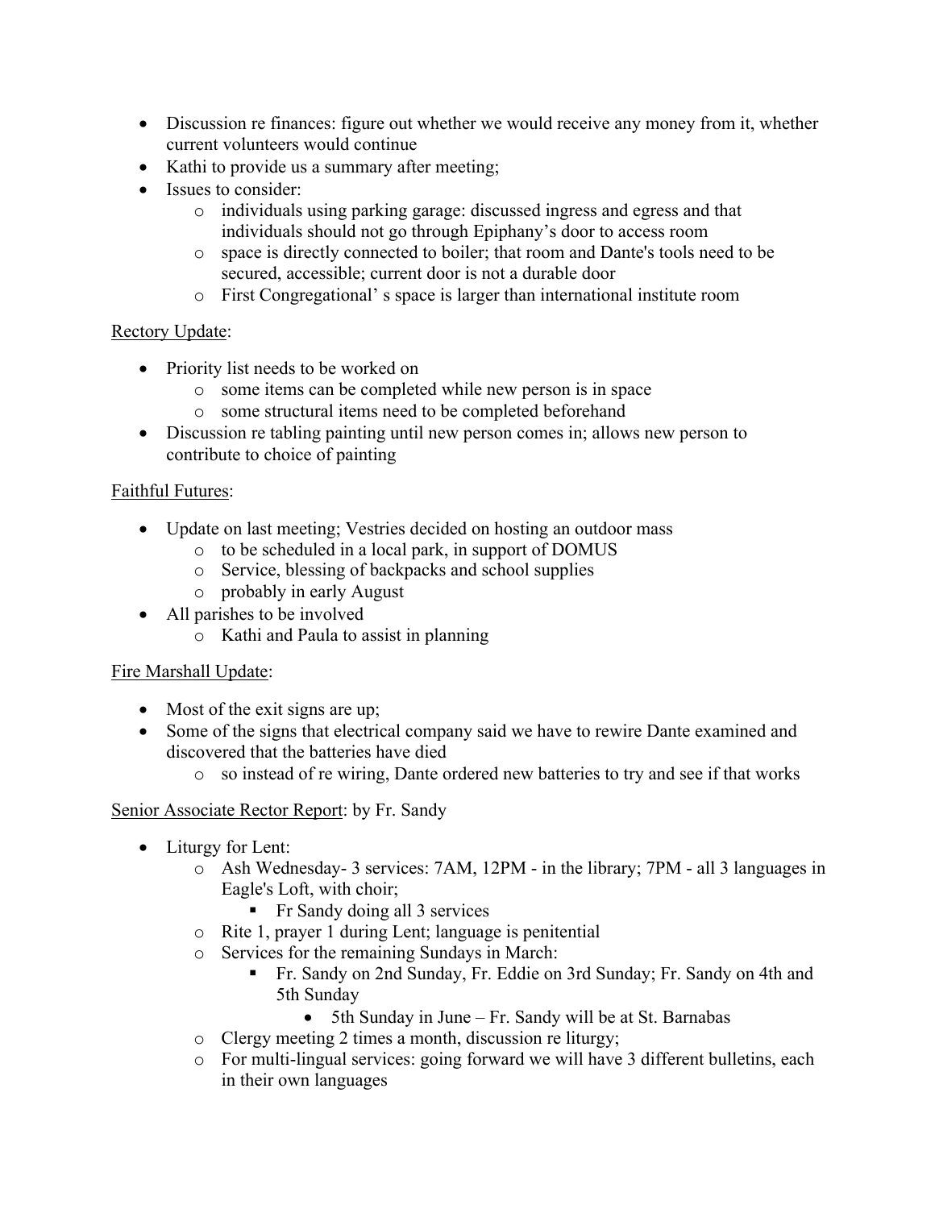- Discussion re finances: figure out whether we would receive any money from it, whether current volunteers would continue
- Kathi to provide us a summary after meeting;
- Issues to consider:
  - individuals using parking garage: discussed ingress and egress and that individuals should not go through Epiphany's door to access room
  - space is directly connected to boiler; that room and Dante's tools need to be secured, accessible; current door is not a durable door
  - First Congregational' s space is larger than international institute room

<u>Rectory Update</u>:

- Priority list needs to be worked on
  - some items can be completed while new person is in space
  - some structural items need to be completed beforehand
- Discussion re tabling painting until new person comes in; allows new person to contribute to choice of painting

<u>Faithful Futures</u>:

- Update on last meeting; Vestries decided on hosting an outdoor mass
  - to be scheduled in a local park, in support of DOMUS
  - Service, blessing of backpacks and school supplies
  - probably in early August
- All parishes to be involved
  - Kathi and Paula to assist in planning

<u>Fire Marshall Update</u>:

- Most of the exit signs are up;
- Some of the signs that electrical company said we have to rewire Dante examined and discovered that the batteries have died
  - so instead of re wiring, Dante ordered new batteries to try and see if that works

<u>Senior Associate Rector Report</u>: by Fr. Sandy

- Liturgy for Lent:
  - Ash Wednesday- 3 services: 7AM, 12PM - in the library; 7PM - all 3 languages in Eagle's Loft, with choir;
    - Fr Sandy doing all 3 services
  - Rite 1, prayer 1 during Lent; language is penitential
  - Services for the remaining Sundays in March:
    - Fr. Sandy on 2nd Sunday, Fr. Eddie on 3rd Sunday; Fr. Sandy on 4th and 5th Sunday
      - 5th Sunday in June – Fr. Sandy will be at St. Barnabas
  - Clergy meeting 2 times a month, discussion re liturgy;
  - For multi-lingual services: going forward we will have 3 different bulletins, each in their own languages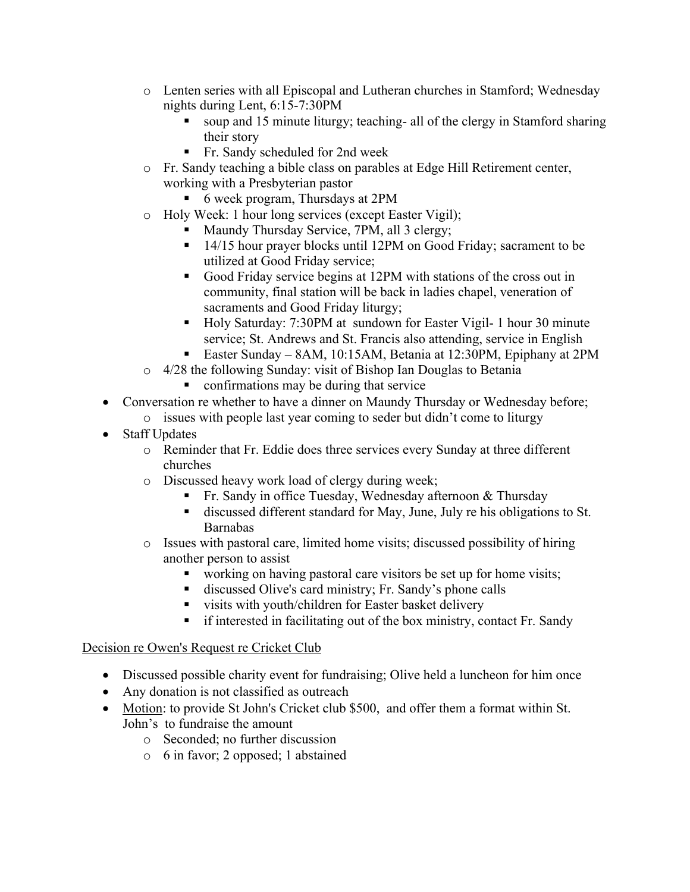- Lenten series with all Episcopal and Lutheran churches in Stamford; Wednesday nights during Lent, 6:15-7:30PM
    - soup and 15 minute liturgy; teaching- all of the clergy in Stamford sharing their story
    - Fr. Sandy scheduled for 2nd week
  - Fr. Sandy teaching a bible class on parables at Edge Hill Retirement center, working with a Presbyterian pastor
    - 6 week program, Thursdays at 2PM
  - Holy Week: 1 hour long services (except Easter Vigil);
    - Maundy Thursday Service, 7PM, all 3 clergy;
    - 14/15 hour prayer blocks until 12PM on Good Friday; sacrament to be utilized at Good Friday service;
    - Good Friday service begins at 12PM with stations of the cross out in community, final station will be back in ladies chapel, veneration of sacraments and Good Friday liturgy;
    - Holy Saturday: 7:30PM at sundown for Easter Vigil- 1 hour 30 minute service; St. Andrews and St. Francis also attending, service in English
    - Easter Sunday – 8AM, 10:15AM, Betania at 12:30PM, Epiphany at 2PM
  - 4/28 the following Sunday: visit of Bishop Ian Douglas to Betania
    - confirmations may be during that service
- Conversation re whether to have a dinner on Maundy Thursday or Wednesday before;
  - issues with people last year coming to seder but didn't come to liturgy
- Staff Updates
  - Reminder that Fr. Eddie does three services every Sunday at three different churches
  - Discussed heavy work load of clergy during week;
    - Fr. Sandy in office Tuesday, Wednesday afternoon & Thursday
    - discussed different standard for May, June, July re his obligations to St. Barnabas
  - Issues with pastoral care, limited home visits; discussed possibility of hiring another person to assist
    - working on having pastoral care visitors be set up for home visits;
    - discussed Olive's card ministry; Fr. Sandy's phone calls
    - visits with youth/children for Easter basket delivery
    - if interested in facilitating out of the box ministry, contact Fr. Sandy

<u>Decision re Owen's Request re Cricket Club</u>

- Discussed possible charity event for fundraising; Olive held a luncheon for him once
- Any donation is not classified as outreach
- <u>Motion</u>: to provide St John's Cricket club $500, and offer them a format within St. John's to fundraise the amount
  - Seconded; no further discussion
  - 6 in favor; 2 opposed; 1 abstained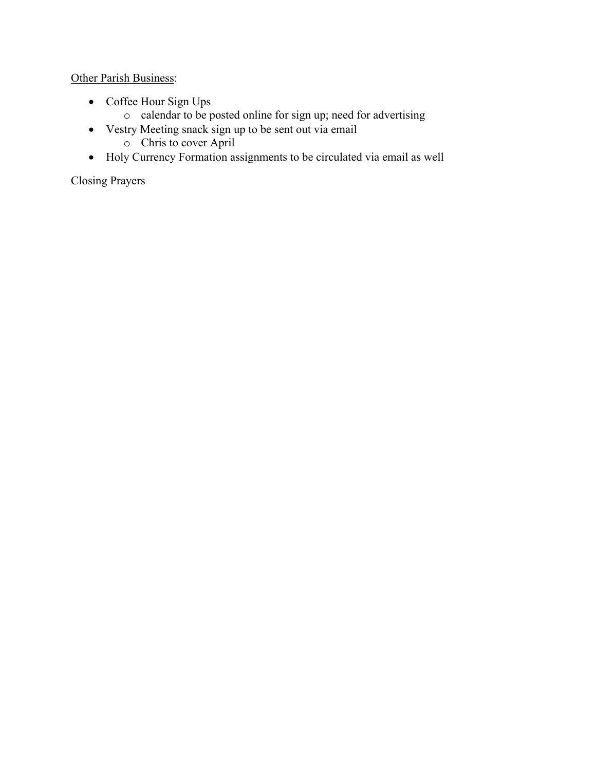<u>Other Parish Business</u>:

- Coffee Hour Sign Ups
  - calendar to be posted online for sign up; need for advertising
- Vestry Meeting snack sign up to be sent out via email
  - Chris to cover April
- Holy Currency Formation assignments to be circulated via email as well

Closing Prayers